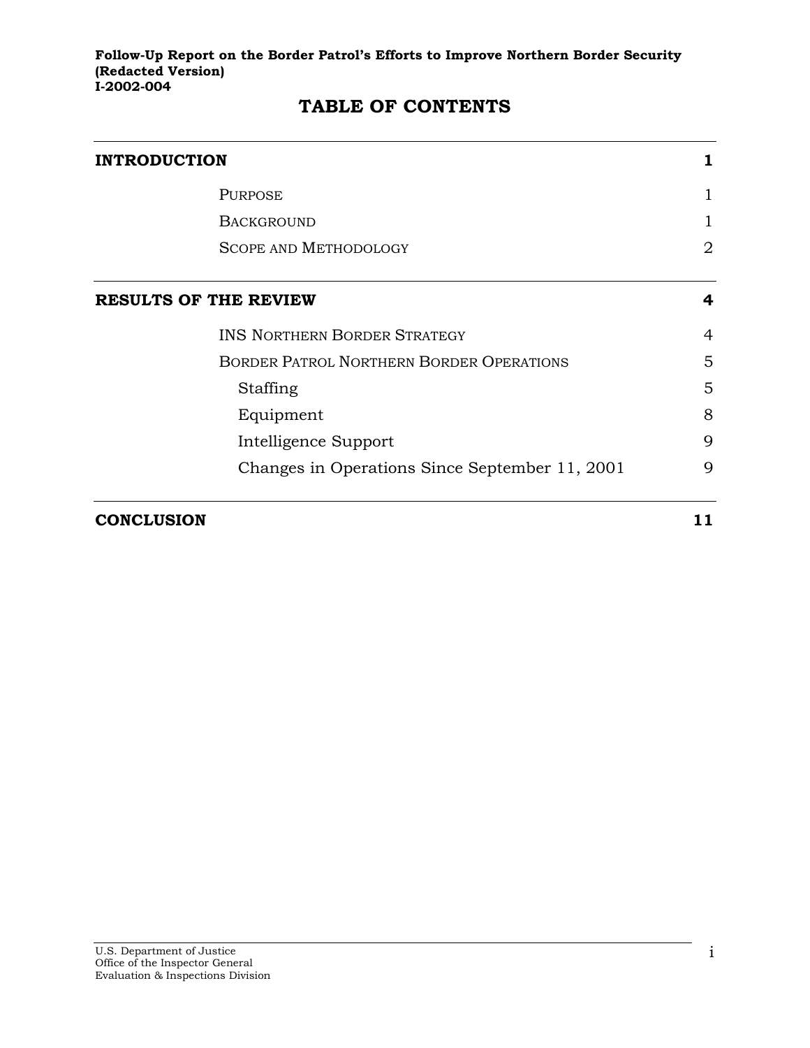**Follow-Up Report on the Border Patrol's Efforts to Improve Northern Border Security (Redacted Version)**
**I-2002-004**

# TABLE OF CONTENTS

| | |
|---|---|
| **INTRODUCTION** | **1** |
| Purpose | 1 |
| Background | 1 |
| Scope and Methodology | 2 |
| **RESULTS OF THE REVIEW** | **4** |
| INS Northern Border Strategy | 4 |
| Border Patrol Northern Border Operations | 5 |
| Staffing | 5 |
| Equipment | 8 |
| Intelligence Support | 9 |
| Changes in Operations Since September 11, 2001 | 9 |
| **CONCLUSION** | **11** |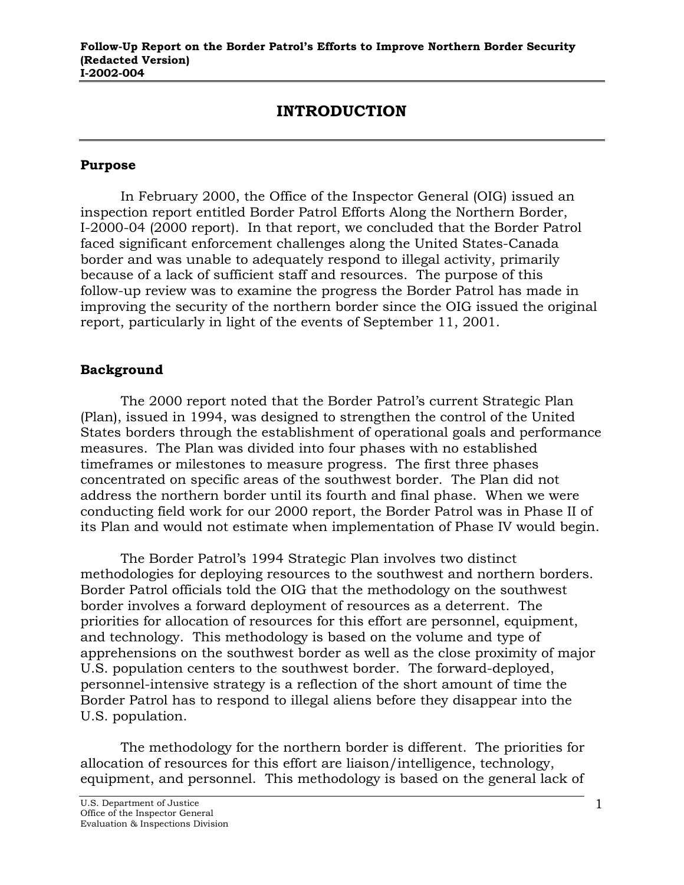# INTRODUCTION

## Purpose

In February 2000, the Office of the Inspector General (OIG) issued an inspection report entitled Border Patrol Efforts Along the Northern Border, I-2000-04 (2000 report). In that report, we concluded that the Border Patrol faced significant enforcement challenges along the United States-Canada border and was unable to adequately respond to illegal activity, primarily because of a lack of sufficient staff and resources. The purpose of this follow-up review was to examine the progress the Border Patrol has made in improving the security of the northern border since the OIG issued the original report, particularly in light of the events of September 11, 2001.

## Background

The 2000 report noted that the Border Patrol's current Strategic Plan (Plan), issued in 1994, was designed to strengthen the control of the United States borders through the establishment of operational goals and performance measures. The Plan was divided into four phases with no established timeframes or milestones to measure progress. The first three phases concentrated on specific areas of the southwest border. The Plan did not address the northern border until its fourth and final phase. When we were conducting field work for our 2000 report, the Border Patrol was in Phase II of its Plan and would not estimate when implementation of Phase IV would begin.

The Border Patrol's 1994 Strategic Plan involves two distinct methodologies for deploying resources to the southwest and northern borders. Border Patrol officials told the OIG that the methodology on the southwest border involves a forward deployment of resources as a deterrent. The priorities for allocation of resources for this effort are personnel, equipment, and technology. This methodology is based on the volume and type of apprehensions on the southwest border as well as the close proximity of major U.S. population centers to the southwest border. The forward-deployed, personnel-intensive strategy is a reflection of the short amount of time the Border Patrol has to respond to illegal aliens before they disappear into the U.S. population.

The methodology for the northern border is different. The priorities for allocation of resources for this effort are liaison/intelligence, technology, equipment, and personnel. This methodology is based on the general lack of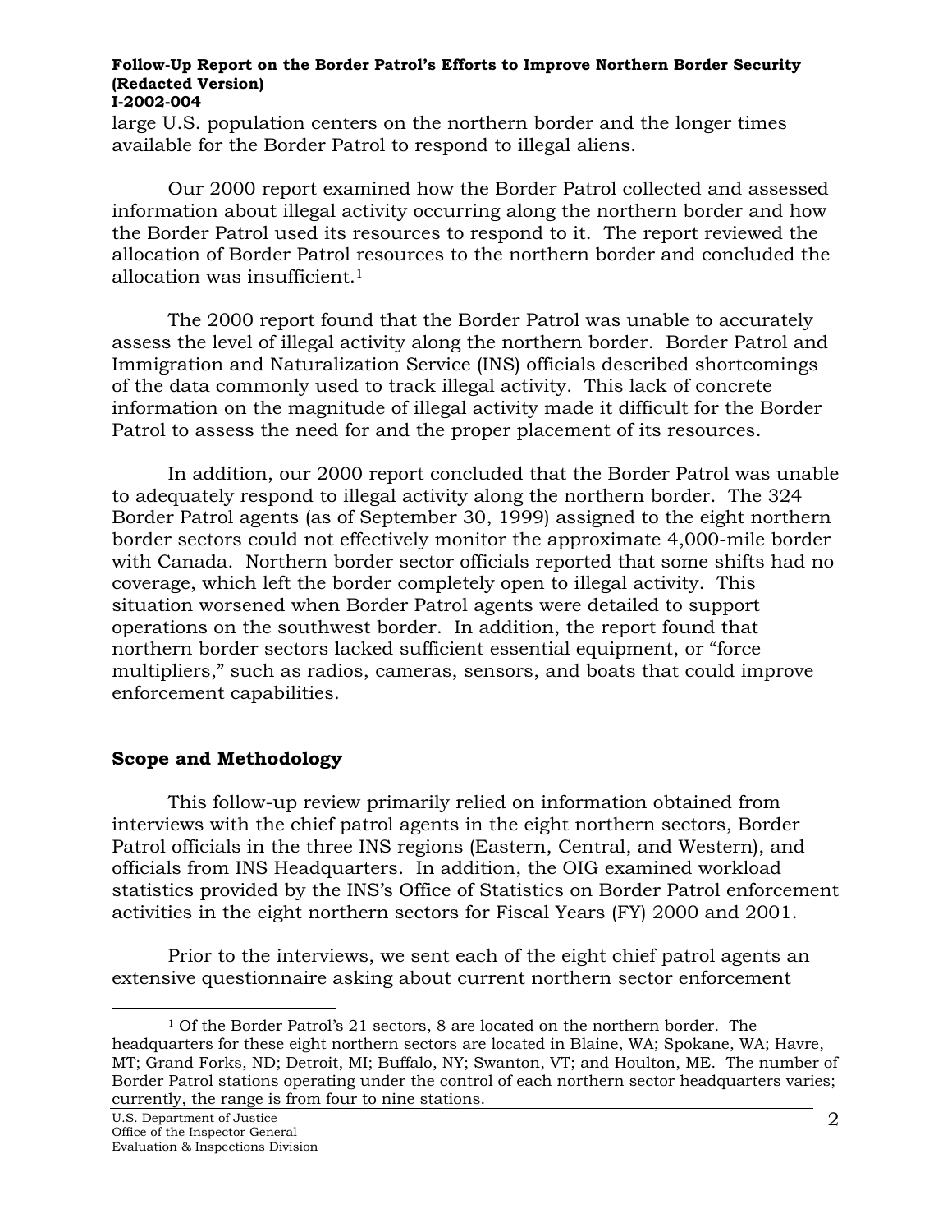large U.S. population centers on the northern border and the longer times available for the Border Patrol to respond to illegal aliens.

Our 2000 report examined how the Border Patrol collected and assessed information about illegal activity occurring along the northern border and how the Border Patrol used its resources to respond to it. The report reviewed the allocation of Border Patrol resources to the northern border and concluded the allocation was insufficient.[1]

The 2000 report found that the Border Patrol was unable to accurately assess the level of illegal activity along the northern border. Border Patrol and Immigration and Naturalization Service (INS) officials described shortcomings of the data commonly used to track illegal activity. This lack of concrete information on the magnitude of illegal activity made it difficult for the Border Patrol to assess the need for and the proper placement of its resources.

In addition, our 2000 report concluded that the Border Patrol was unable to adequately respond to illegal activity along the northern border. The 324 Border Patrol agents (as of September 30, 1999) assigned to the eight northern border sectors could not effectively monitor the approximate 4,000-mile border with Canada. Northern border sector officials reported that some shifts had no coverage, which left the border completely open to illegal activity. This situation worsened when Border Patrol agents were detailed to support operations on the southwest border. In addition, the report found that northern border sectors lacked sufficient essential equipment, or "force multipliers," such as radios, cameras, sensors, and boats that could improve enforcement capabilities.

## Scope and Methodology

This follow-up review primarily relied on information obtained from interviews with the chief patrol agents in the eight northern sectors, Border Patrol officials in the three INS regions (Eastern, Central, and Western), and officials from INS Headquarters. In addition, the OIG examined workload statistics provided by the INS's Office of Statistics on Border Patrol enforcement activities in the eight northern sectors for Fiscal Years (FY) 2000 and 2001.

Prior to the interviews, we sent each of the eight chief patrol agents an extensive questionnaire asking about current northern sector enforcement

---

[1] Of the Border Patrol's 21 sectors, 8 are located on the northern border. The headquarters for these eight northern sectors are located in Blaine, WA; Spokane, WA; Havre, MT; Grand Forks, ND; Detroit, MI; Buffalo, NY; Swanton, VT; and Houlton, ME. The number of Border Patrol stations operating under the control of each northern sector headquarters varies; currently, the range is from four to nine stations.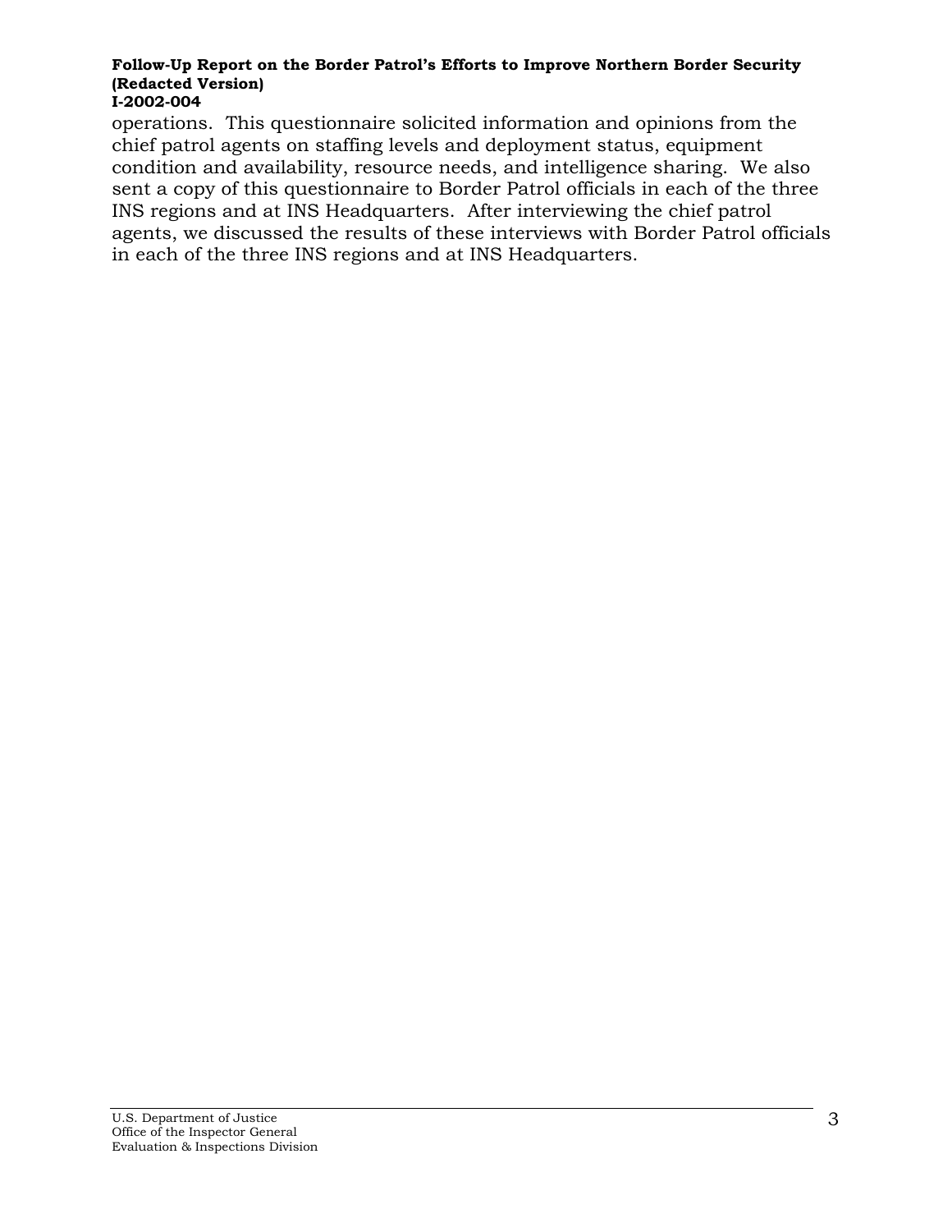operations. This questionnaire solicited information and opinions from the chief patrol agents on staffing levels and deployment status, equipment condition and availability, resource needs, and intelligence sharing. We also sent a copy of this questionnaire to Border Patrol officials in each of the three INS regions and at INS Headquarters. After interviewing the chief patrol agents, we discussed the results of these interviews with Border Patrol officials in each of the three INS regions and at INS Headquarters.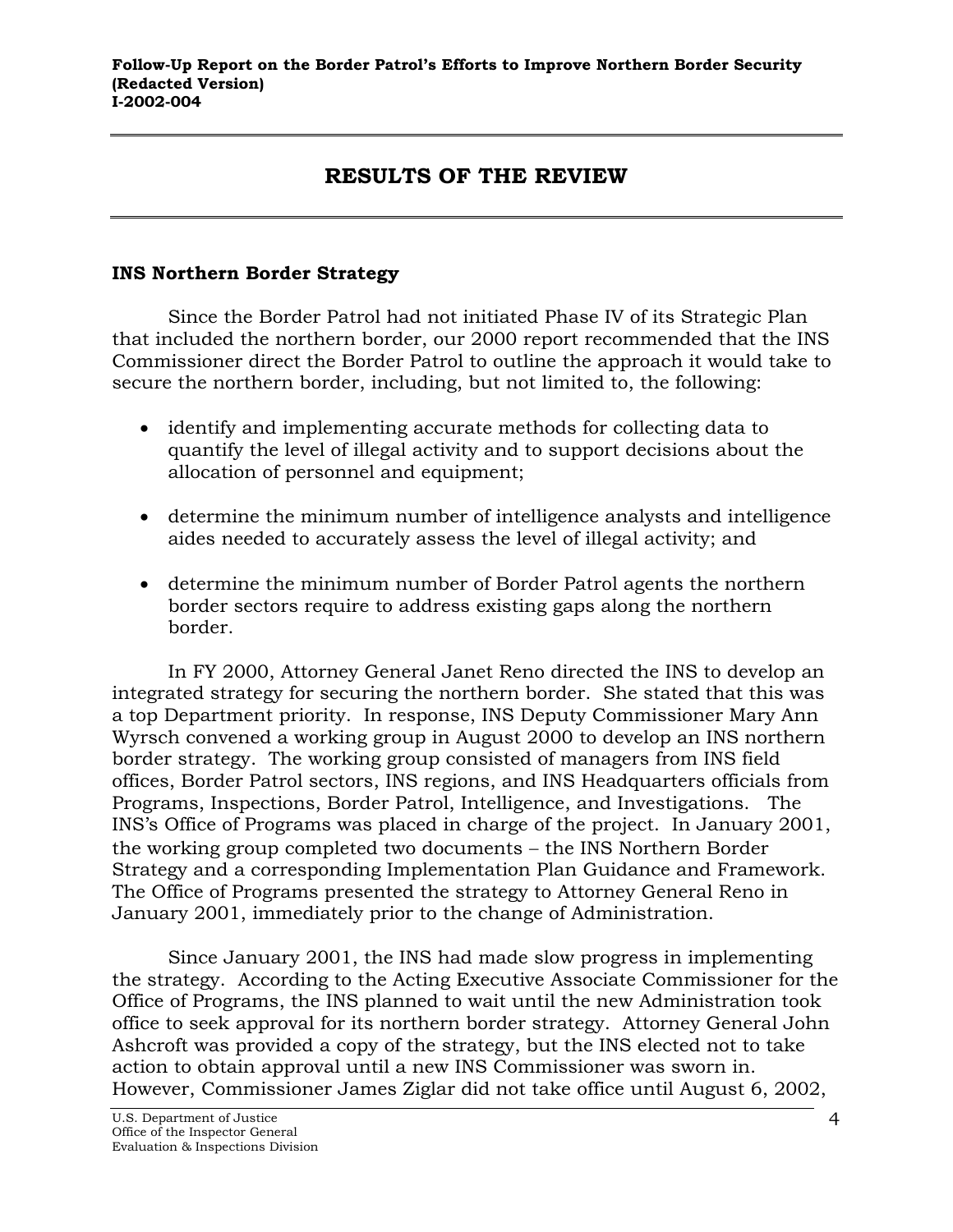# RESULTS OF THE REVIEW

## INS Northern Border Strategy

Since the Border Patrol had not initiated Phase IV of its Strategic Plan that included the northern border, our 2000 report recommended that the INS Commissioner direct the Border Patrol to outline the approach it would take to secure the northern border, including, but not limited to, the following:

- identify and implementing accurate methods for collecting data to quantify the level of illegal activity and to support decisions about the allocation of personnel and equipment;
- determine the minimum number of intelligence analysts and intelligence aides needed to accurately assess the level of illegal activity; and
- determine the minimum number of Border Patrol agents the northern border sectors require to address existing gaps along the northern border.

In FY 2000, Attorney General Janet Reno directed the INS to develop an integrated strategy for securing the northern border. She stated that this was a top Department priority. In response, INS Deputy Commissioner Mary Ann Wyrsch convened a working group in August 2000 to develop an INS northern border strategy. The working group consisted of managers from INS field offices, Border Patrol sectors, INS regions, and INS Headquarters officials from Programs, Inspections, Border Patrol, Intelligence, and Investigations. The INS's Office of Programs was placed in charge of the project. In January 2001, the working group completed two documents – the INS Northern Border Strategy and a corresponding Implementation Plan Guidance and Framework. The Office of Programs presented the strategy to Attorney General Reno in January 2001, immediately prior to the change of Administration.

Since January 2001, the INS had made slow progress in implementing the strategy. According to the Acting Executive Associate Commissioner for the Office of Programs, the INS planned to wait until the new Administration took office to seek approval for its northern border strategy. Attorney General John Ashcroft was provided a copy of the strategy, but the INS elected not to take action to obtain approval until a new INS Commissioner was sworn in. However, Commissioner James Ziglar did not take office until August 6, 2002,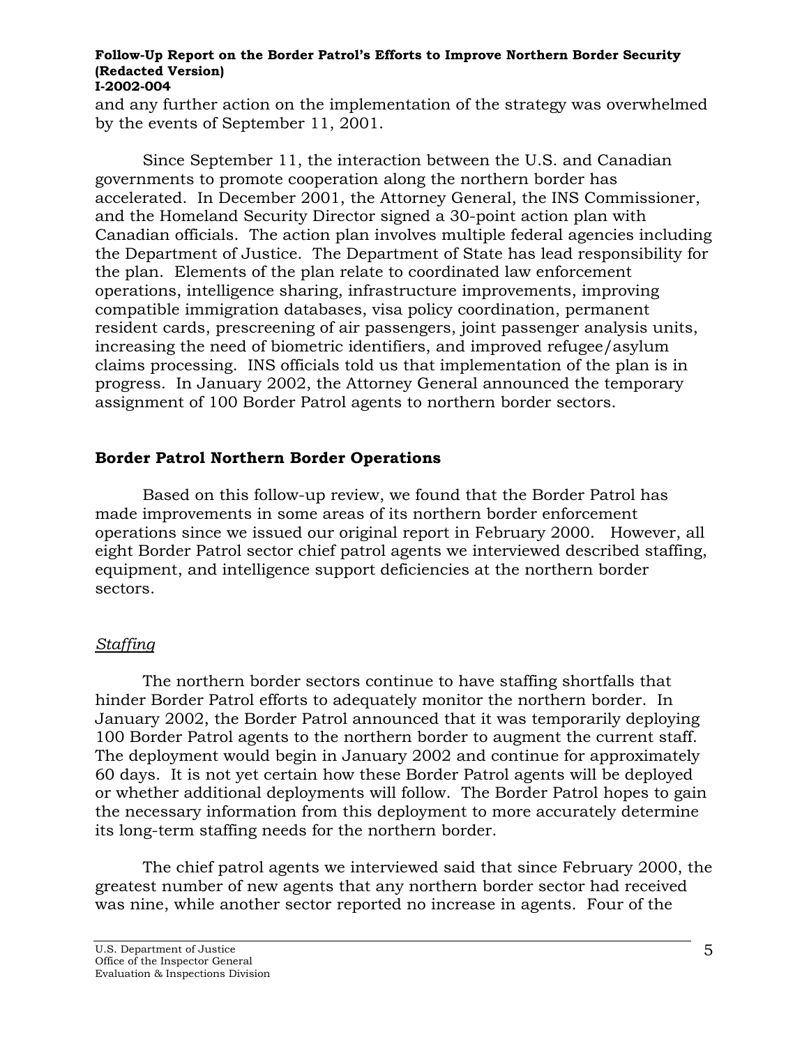and any further action on the implementation of the strategy was overwhelmed by the events of September 11, 2001.

Since September 11, the interaction between the U.S. and Canadian governments to promote cooperation along the northern border has accelerated. In December 2001, the Attorney General, the INS Commissioner, and the Homeland Security Director signed a 30-point action plan with Canadian officials. The action plan involves multiple federal agencies including the Department of Justice. The Department of State has lead responsibility for the plan. Elements of the plan relate to coordinated law enforcement operations, intelligence sharing, infrastructure improvements, improving compatible immigration databases, visa policy coordination, permanent resident cards, prescreening of air passengers, joint passenger analysis units, increasing the need of biometric identifiers, and improved refugee/asylum claims processing. INS officials told us that implementation of the plan is in progress. In January 2002, the Attorney General announced the temporary assignment of 100 Border Patrol agents to northern border sectors.

## Border Patrol Northern Border Operations

Based on this follow-up review, we found that the Border Patrol has made improvements in some areas of its northern border enforcement operations since we issued our original report in February 2000. However, all eight Border Patrol sector chief patrol agents we interviewed described staffing, equipment, and intelligence support deficiencies at the northern border sectors.

### *Staffing*

The northern border sectors continue to have staffing shortfalls that hinder Border Patrol efforts to adequately monitor the northern border. In January 2002, the Border Patrol announced that it was temporarily deploying 100 Border Patrol agents to the northern border to augment the current staff. The deployment would begin in January 2002 and continue for approximately 60 days. It is not yet certain how these Border Patrol agents will be deployed or whether additional deployments will follow. The Border Patrol hopes to gain the necessary information from this deployment to more accurately determine its long-term staffing needs for the northern border.

The chief patrol agents we interviewed said that since February 2000, the greatest number of new agents that any northern border sector had received was nine, while another sector reported no increase in agents. Four of the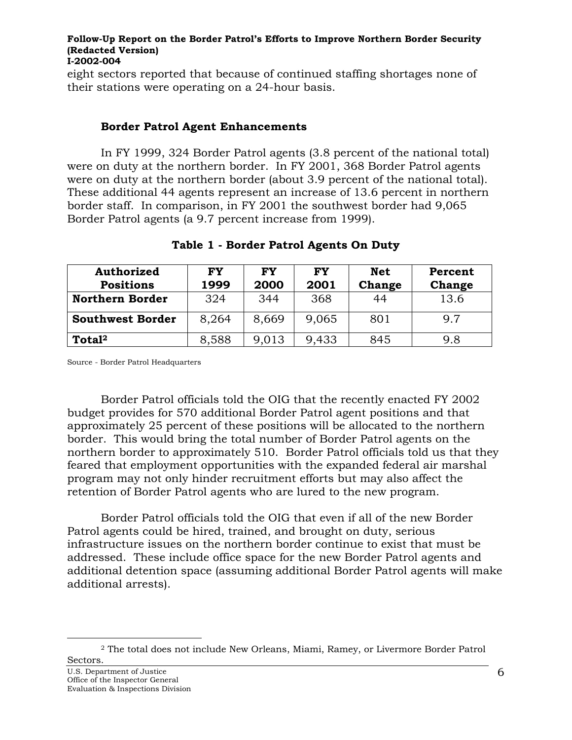eight sectors reported that because of continued staffing shortages none of their stations were operating on a 24-hour basis.

### Border Patrol Agent Enhancements

In FY 1999, 324 Border Patrol agents (3.8 percent of the national total) were on duty at the northern border. In FY 2001, 368 Border Patrol agents were on duty at the northern border (about 3.9 percent of the national total). These additional 44 agents represent an increase of 13.6 percent in northern border staff. In comparison, in FY 2001 the southwest border had 9,065 Border Patrol agents (a 9.7 percent increase from 1999).

**Table 1 - Border Patrol Agents On Duty**

| Authorized Positions | FY 1999 | FY 2000 | FY 2001 | Net Change | Percent Change |
|---|---|---|---|---|---|
| **Northern Border** | 324 | 344 | 368 | 44 | 13.6 |
| **Southwest Border** | 8,264 | 8,669 | 9,065 | 801 | 9.7 |
| **Total[2]** | 8,588 | 9,013 | 9,433 | 845 | 9.8 |

Source - Border Patrol Headquarters

Border Patrol officials told the OIG that the recently enacted FY 2002 budget provides for 570 additional Border Patrol agent positions and that approximately 25 percent of these positions will be allocated to the northern border. This would bring the total number of Border Patrol agents on the northern border to approximately 510. Border Patrol officials told us that they feared that employment opportunities with the expanded federal air marshal program may not only hinder recruitment efforts but may also affect the retention of Border Patrol agents who are lured to the new program.

Border Patrol officials told the OIG that even if all of the new Border Patrol agents could be hired, trained, and brought on duty, serious infrastructure issues on the northern border continue to exist that must be addressed. These include office space for the new Border Patrol agents and additional detention space (assuming additional Border Patrol agents will make additional arrests).

[2] The total does not include New Orleans, Miami, Ramey, or Livermore Border Patrol Sectors.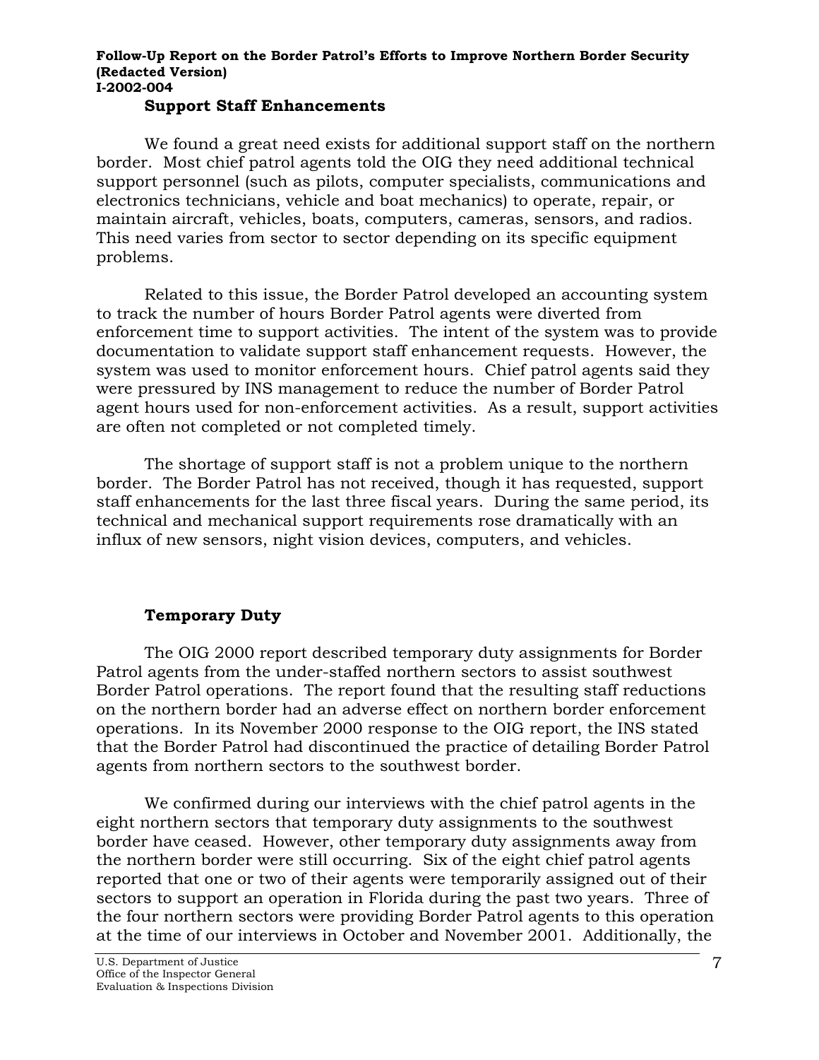### Support Staff Enhancements

We found a great need exists for additional support staff on the northern border. Most chief patrol agents told the OIG they need additional technical support personnel (such as pilots, computer specialists, communications and electronics technicians, vehicle and boat mechanics) to operate, repair, or maintain aircraft, vehicles, boats, computers, cameras, sensors, and radios. This need varies from sector to sector depending on its specific equipment problems.

Related to this issue, the Border Patrol developed an accounting system to track the number of hours Border Patrol agents were diverted from enforcement time to support activities. The intent of the system was to provide documentation to validate support staff enhancement requests. However, the system was used to monitor enforcement hours. Chief patrol agents said they were pressured by INS management to reduce the number of Border Patrol agent hours used for non-enforcement activities. As a result, support activities are often not completed or not completed timely.

The shortage of support staff is not a problem unique to the northern border. The Border Patrol has not received, though it has requested, support staff enhancements for the last three fiscal years. During the same period, its technical and mechanical support requirements rose dramatically with an influx of new sensors, night vision devices, computers, and vehicles.

### Temporary Duty

The OIG 2000 report described temporary duty assignments for Border Patrol agents from the under-staffed northern sectors to assist southwest Border Patrol operations. The report found that the resulting staff reductions on the northern border had an adverse effect on northern border enforcement operations. In its November 2000 response to the OIG report, the INS stated that the Border Patrol had discontinued the practice of detailing Border Patrol agents from northern sectors to the southwest border.

We confirmed during our interviews with the chief patrol agents in the eight northern sectors that temporary duty assignments to the southwest border have ceased. However, other temporary duty assignments away from the northern border were still occurring. Six of the eight chief patrol agents reported that one or two of their agents were temporarily assigned out of their sectors to support an operation in Florida during the past two years. Three of the four northern sectors were providing Border Patrol agents to this operation at the time of our interviews in October and November 2001. Additionally, the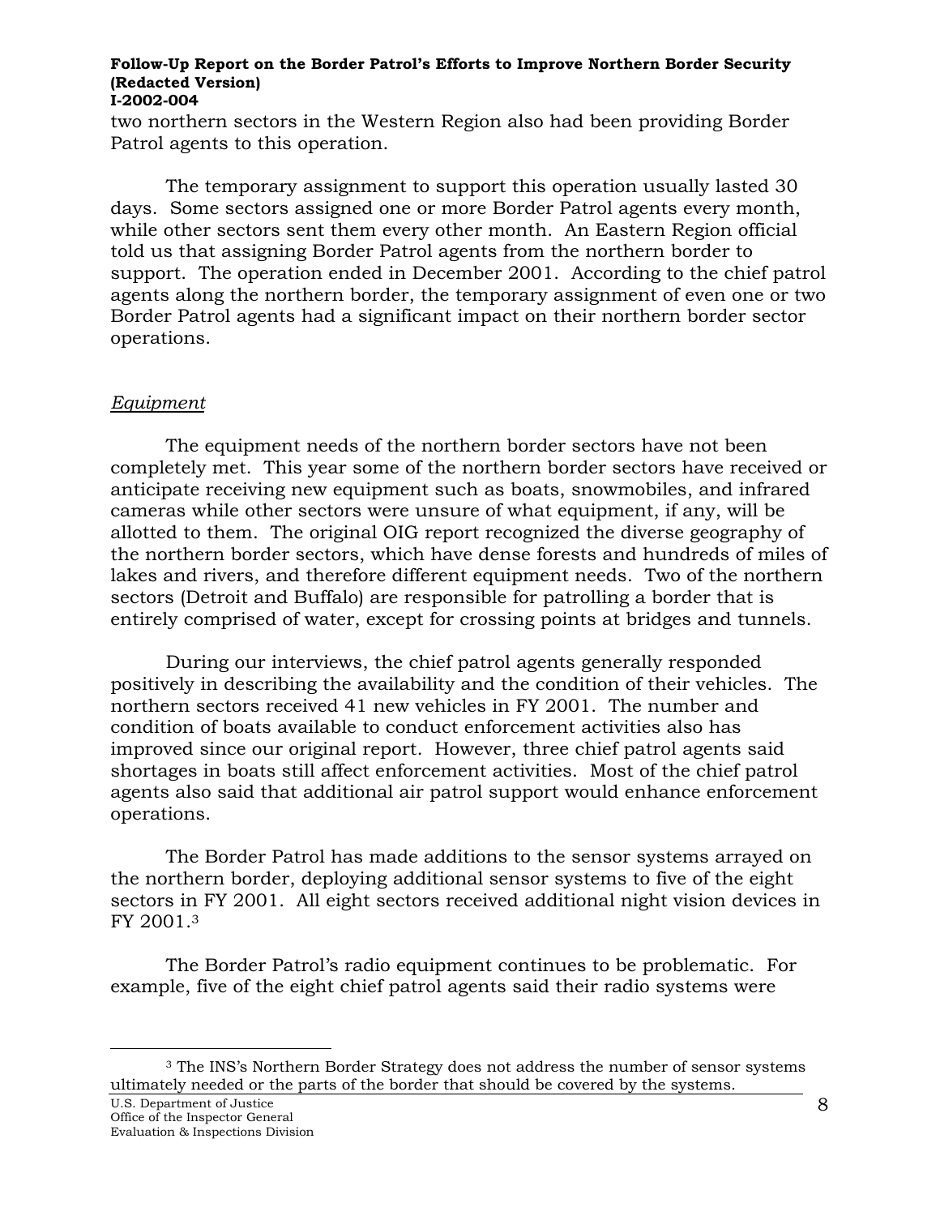two northern sectors in the Western Region also had been providing Border Patrol agents to this operation.

The temporary assignment to support this operation usually lasted 30 days. Some sectors assigned one or more Border Patrol agents every month, while other sectors sent them every other month. An Eastern Region official told us that assigning Border Patrol agents from the northern border to support. The operation ended in December 2001. According to the chief patrol agents along the northern border, the temporary assignment of even one or two Border Patrol agents had a significant impact on their northern border sector operations.

*Equipment*

The equipment needs of the northern border sectors have not been completely met. This year some of the northern border sectors have received or anticipate receiving new equipment such as boats, snowmobiles, and infrared cameras while other sectors were unsure of what equipment, if any, will be allotted to them. The original OIG report recognized the diverse geography of the northern border sectors, which have dense forests and hundreds of miles of lakes and rivers, and therefore different equipment needs. Two of the northern sectors (Detroit and Buffalo) are responsible for patrolling a border that is entirely comprised of water, except for crossing points at bridges and tunnels.

During our interviews, the chief patrol agents generally responded positively in describing the availability and the condition of their vehicles. The northern sectors received 41 new vehicles in FY 2001. The number and condition of boats available to conduct enforcement activities also has improved since our original report. However, three chief patrol agents said shortages in boats still affect enforcement activities. Most of the chief patrol agents also said that additional air patrol support would enhance enforcement operations.

The Border Patrol has made additions to the sensor systems arrayed on the northern border, deploying additional sensor systems to five of the eight sectors in FY 2001. All eight sectors received additional night vision devices in FY 2001.[3]

The Border Patrol's radio equipment continues to be problematic. For example, five of the eight chief patrol agents said their radio systems were

[3] The INS's Northern Border Strategy does not address the number of sensor systems ultimately needed or the parts of the border that should be covered by the systems.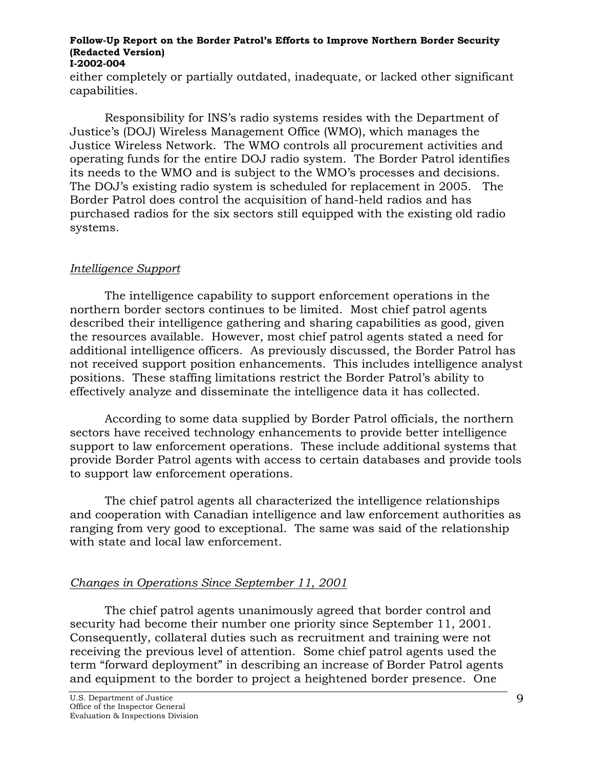either completely or partially outdated, inadequate, or lacked other significant capabilities.

Responsibility for INS's radio systems resides with the Department of Justice's (DOJ) Wireless Management Office (WMO), which manages the Justice Wireless Network. The WMO controls all procurement activities and operating funds for the entire DOJ radio system. The Border Patrol identifies its needs to the WMO and is subject to the WMO's processes and decisions. The DOJ's existing radio system is scheduled for replacement in 2005. The Border Patrol does control the acquisition of hand-held radios and has purchased radios for the six sectors still equipped with the existing old radio systems.

*Intelligence Support*

The intelligence capability to support enforcement operations in the northern border sectors continues to be limited. Most chief patrol agents described their intelligence gathering and sharing capabilities as good, given the resources available. However, most chief patrol agents stated a need for additional intelligence officers. As previously discussed, the Border Patrol has not received support position enhancements. This includes intelligence analyst positions. These staffing limitations restrict the Border Patrol's ability to effectively analyze and disseminate the intelligence data it has collected.

According to some data supplied by Border Patrol officials, the northern sectors have received technology enhancements to provide better intelligence support to law enforcement operations. These include additional systems that provide Border Patrol agents with access to certain databases and provide tools to support law enforcement operations.

The chief patrol agents all characterized the intelligence relationships and cooperation with Canadian intelligence and law enforcement authorities as ranging from very good to exceptional. The same was said of the relationship with state and local law enforcement.

*Changes in Operations Since September 11, 2001*

The chief patrol agents unanimously agreed that border control and security had become their number one priority since September 11, 2001. Consequently, collateral duties such as recruitment and training were not receiving the previous level of attention. Some chief patrol agents used the term "forward deployment" in describing an increase of Border Patrol agents and equipment to the border to project a heightened border presence. One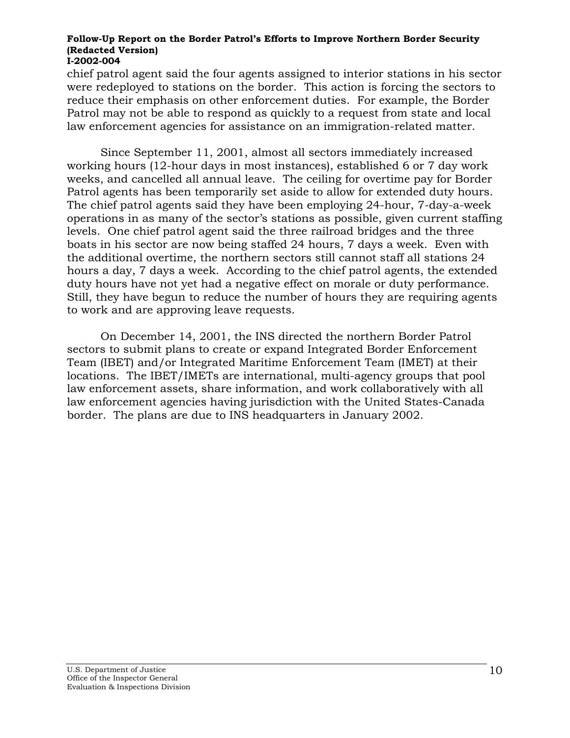chief patrol agent said the four agents assigned to interior stations in his sector were redeployed to stations on the border. This action is forcing the sectors to reduce their emphasis on other enforcement duties. For example, the Border Patrol may not be able to respond as quickly to a request from state and local law enforcement agencies for assistance on an immigration-related matter.

Since September 11, 2001, almost all sectors immediately increased working hours (12-hour days in most instances), established 6 or 7 day work weeks, and cancelled all annual leave. The ceiling for overtime pay for Border Patrol agents has been temporarily set aside to allow for extended duty hours. The chief patrol agents said they have been employing 24-hour, 7-day-a-week operations in as many of the sector's stations as possible, given current staffing levels. One chief patrol agent said the three railroad bridges and the three boats in his sector are now being staffed 24 hours, 7 days a week. Even with the additional overtime, the northern sectors still cannot staff all stations 24 hours a day, 7 days a week. According to the chief patrol agents, the extended duty hours have not yet had a negative effect on morale or duty performance. Still, they have begun to reduce the number of hours they are requiring agents to work and are approving leave requests.

On December 14, 2001, the INS directed the northern Border Patrol sectors to submit plans to create or expand Integrated Border Enforcement Team (IBET) and/or Integrated Maritime Enforcement Team (IMET) at their locations. The IBET/IMETs are international, multi-agency groups that pool law enforcement assets, share information, and work collaboratively with all law enforcement agencies having jurisdiction with the United States-Canada border. The plans are due to INS headquarters in January 2002.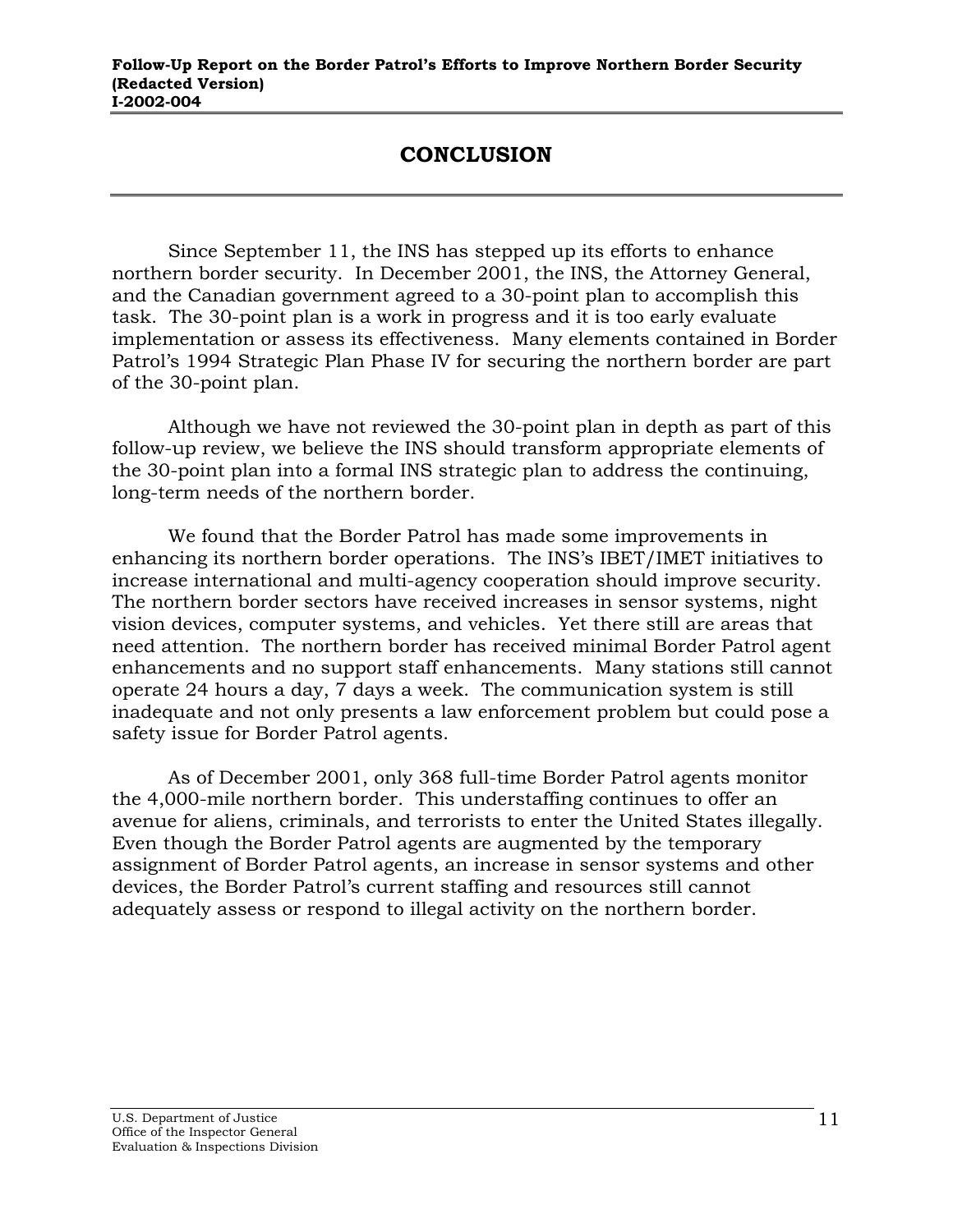# CONCLUSION

Since September 11, the INS has stepped up its efforts to enhance northern border security. In December 2001, the INS, the Attorney General, and the Canadian government agreed to a 30-point plan to accomplish this task. The 30-point plan is a work in progress and it is too early evaluate implementation or assess its effectiveness. Many elements contained in Border Patrol's 1994 Strategic Plan Phase IV for securing the northern border are part of the 30-point plan.

Although we have not reviewed the 30-point plan in depth as part of this follow-up review, we believe the INS should transform appropriate elements of the 30-point plan into a formal INS strategic plan to address the continuing, long-term needs of the northern border.

We found that the Border Patrol has made some improvements in enhancing its northern border operations. The INS's IBET/IMET initiatives to increase international and multi-agency cooperation should improve security. The northern border sectors have received increases in sensor systems, night vision devices, computer systems, and vehicles. Yet there still are areas that need attention. The northern border has received minimal Border Patrol agent enhancements and no support staff enhancements. Many stations still cannot operate 24 hours a day, 7 days a week. The communication system is still inadequate and not only presents a law enforcement problem but could pose a safety issue for Border Patrol agents.

As of December 2001, only 368 full-time Border Patrol agents monitor the 4,000-mile northern border. This understaffing continues to offer an avenue for aliens, criminals, and terrorists to enter the United States illegally. Even though the Border Patrol agents are augmented by the temporary assignment of Border Patrol agents, an increase in sensor systems and other devices, the Border Patrol's current staffing and resources still cannot adequately assess or respond to illegal activity on the northern border.